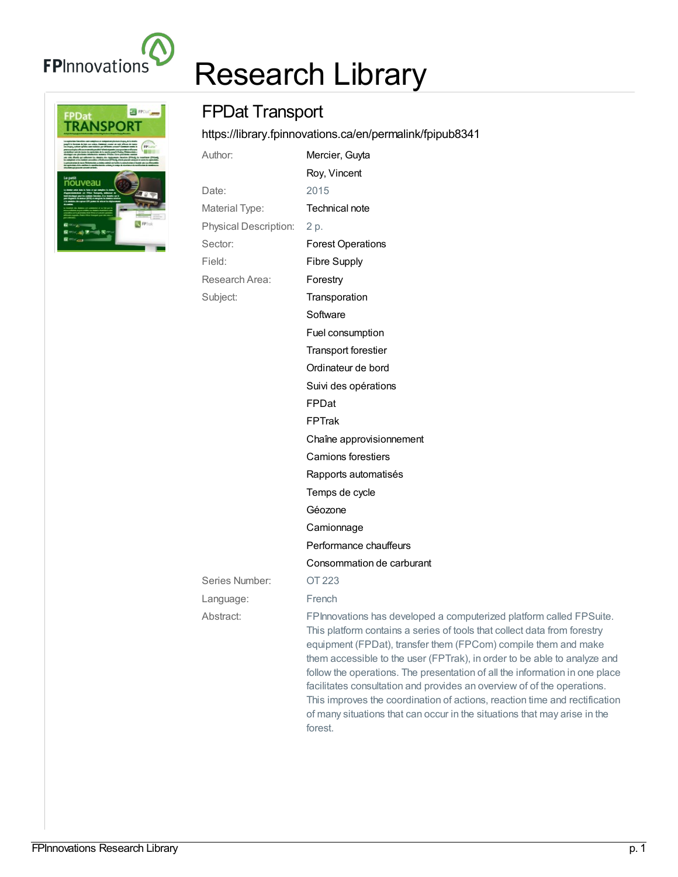# Research Library

## FPDat Transport

https://library.fpinnovations.ca/en/permalink/fpipub8341

| | |
|---|---|
| Author: | Mercier, Guyta |
| | Roy, Vincent |
| Date: | 2015 |
| Material Type: | Technical note |
| Physical Description: | 2 p. |
| Sector: | Forest Operations |
| Field: | Fibre Supply |
| Research Area: | Forestry |
| Subject: | Transporation |
| | Software |
| | Fuel consumption |
| | Transport forestier |
| | Ordinateur de bord |
| | Suivi des opérations |
| | FPDat |
| | FPTrak |
| | Chaîne approvisionnement |
| | Camions forestiers |
| | Rapports automatisés |
| | Temps de cycle |
| | Géozone |
| | Camionnage |
| | Performance chauffeurs |
| | Consommation de carburant |
| Series Number: | OT 223 |
| Language: | French |
| Abstract: | FPInnovations has developed a computerized platform called FPSuite. This platform contains a series of tools that collect data from forestry equipment (FPDat), transfer them (FPCom) compile them and make them accessible to the user (FPTrak), in order to be able to analyze and follow the operations. The presentation of all the information in one place facilitates consultation and provides an overview of of the operations. This improves the coordination of actions, reaction time and rectification of many situations that can occur in the situations that may arise in the forest. |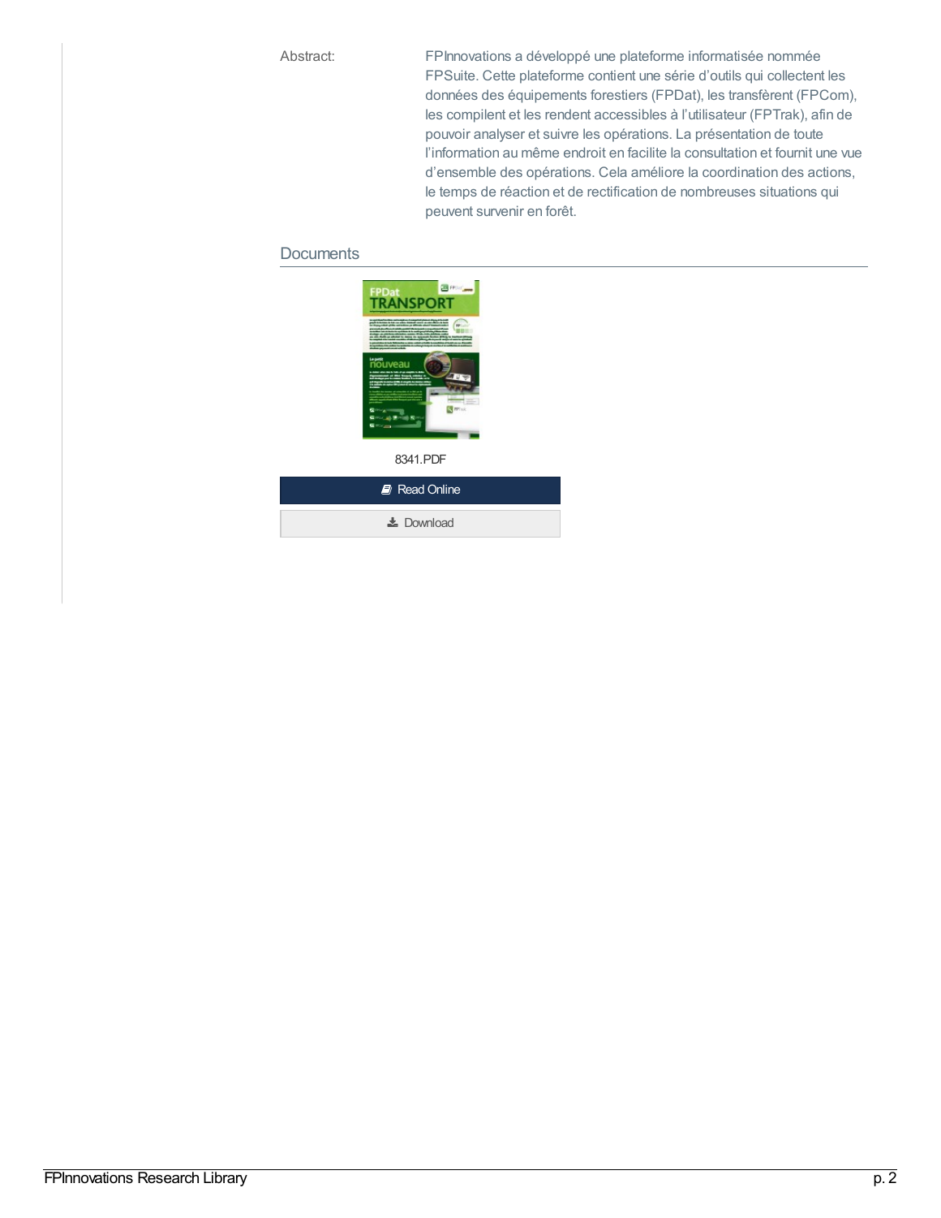Abstract: FPInnovations a développé une plateforme informatisée nommée FPSuite. Cette plateforme contient une série d'outils qui collectent les données des équipements forestiers (FPDat), les transfèrent (FPCom), les compilent et les rendent accessibles à l'utilisateur (FPTrak), afin de pouvoir analyser et suivre les opérations. La présentation de toute l'information au même endroit en facilite la consultation et fournit une vue d'ensemble des opérations. Cela améliore la coordination des actions, le temps de réaction et de rectification de nombreuses situations qui peuvent survenir en forêt.

## Documents

8341.PDF

Read Online

Download